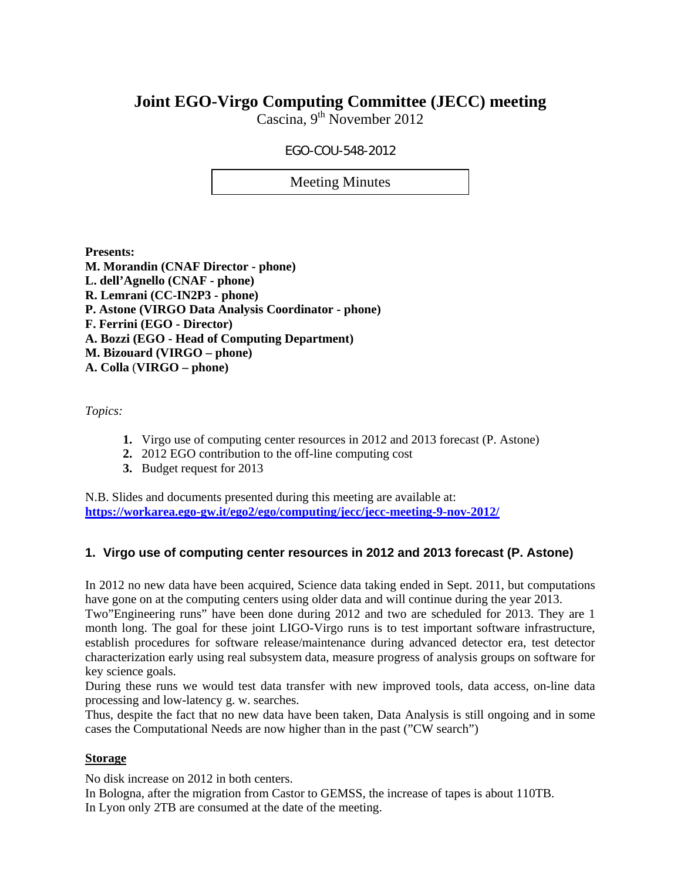# Joint EGO-Virgo Computing Committee (JECC) meeting

Cascina, 9th November 2012

EGO-COU-548-2012

Meeting Minutes

**Presents:**
**M. Morandin (CNAF Director - phone)**
**L. dell'Agnello (CNAF - phone)**
**R. Lemrani (CC-IN2P3 - phone)**
**P. Astone (VIRGO Data Analysis Coordinator - phone)**
**F. Ferrini (EGO - Director)**
**A. Bozzi (EGO - Head of Computing Department)**
**M. Bizouard (VIRGO – phone)**
**A. Colla (VIRGO – phone)**

*Topics:*

1. Virgo use of computing center resources in 2012 and 2013 forecast (P. Astone)
2. 2012 EGO contribution to the off-line computing cost
3. Budget request for 2013

N.B. Slides and documents presented during this meeting are available at: **https://workarea.ego-gw.it/ego2/ego/computing/jecc/jecc-meeting-9-nov-2012/**

## 1. Virgo use of computing center resources in 2012 and 2013 forecast (P. Astone)

In 2012 no new data have been acquired, Science data taking ended in Sept. 2011, but computations have gone on at the computing centers using older data and will continue during the year 2013.
Two"Engineering runs" have been done during 2012 and two are scheduled for 2013. They are 1 month long. The goal for these joint LIGO-Virgo runs is to test important software infrastructure, establish procedures for software release/maintenance during advanced detector era, test detector characterization early using real subsystem data, measure progress of analysis groups on software for key science goals.
During these runs we would test data transfer with new improved tools, data access, on-line data processing and low-latency g. w. searches.
Thus, despite the fact that no new data have been taken, Data Analysis is still ongoing and in some cases the Computational Needs are now higher than in the past ("CW search")

**Storage**

No disk increase on 2012 in both centers.
In Bologna, after the migration from Castor to GEMSS, the increase of tapes is about 110TB.
In Lyon only 2TB are consumed at the date of the meeting.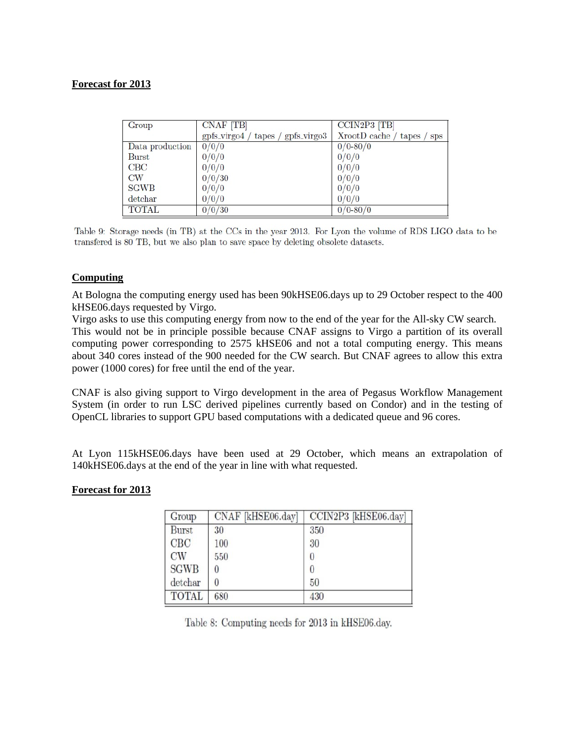**Forecast for 2013**

| Group | CNAF [TB] gpfs_virgo4 / tapes / gpfs_virgo3 | CCIN2P3 [TB] XrootD cache / tapes / sps |
|---|---|---|
| Data production | 0/0/0 | 0/0-80/0 |
| Burst | 0/0/0 | 0/0/0 |
| CBC | 0/0/0 | 0/0/0 |
| CW | 0/0/30 | 0/0/0 |
| SGWB | 0/0/0 | 0/0/0 |
| detchar | 0/0/0 | 0/0/0 |
| TOTAL | 0/0/30 | 0/0-80/0 |

Table 9: Storage needs (in TB) at the CCs in the year 2013. For Lyon the volume of RDS LIGO data to be transfered is 80 TB, but we also plan to save space by deleting obsolete datasets.

**Computing**

At Bologna the computing energy used has been 90kHSE06.days up to 29 October respect to the 400 kHSE06.days requested by Virgo.
Virgo asks to use this computing energy from now to the end of the year for the All-sky CW search.
This would not be in principle possible because CNAF assigns to Virgo a partition of its overall computing power corresponding to 2575 kHSE06 and not a total computing energy. This means about 340 cores instead of the 900 needed for the CW search. But CNAF agrees to allow this extra power (1000 cores) for free until the end of the year.

CNAF is also giving support to Virgo development in the area of Pegasus Workflow Management System (in order to run LSC derived pipelines currently based on Condor) and in the testing of OpenCL libraries to support GPU based computations with a dedicated queue and 96 cores.

At Lyon 115kHSE06.days have been used at 29 October, which means an extrapolation of 140kHSE06.days at the end of the year in line with what requested.

**Forecast for 2013**

| Group | CNAF [kHSE06.day] | CCIN2P3 [kHSE06.day] |
|---|---|---|
| Burst | 30 | 350 |
| CBC | 100 | 30 |
| CW | 550 | 0 |
| SGWB | 0 | 0 |
| detchar | 0 | 50 |
| TOTAL | 680 | 430 |

Table 8: Computing needs for 2013 in kHSE06.day.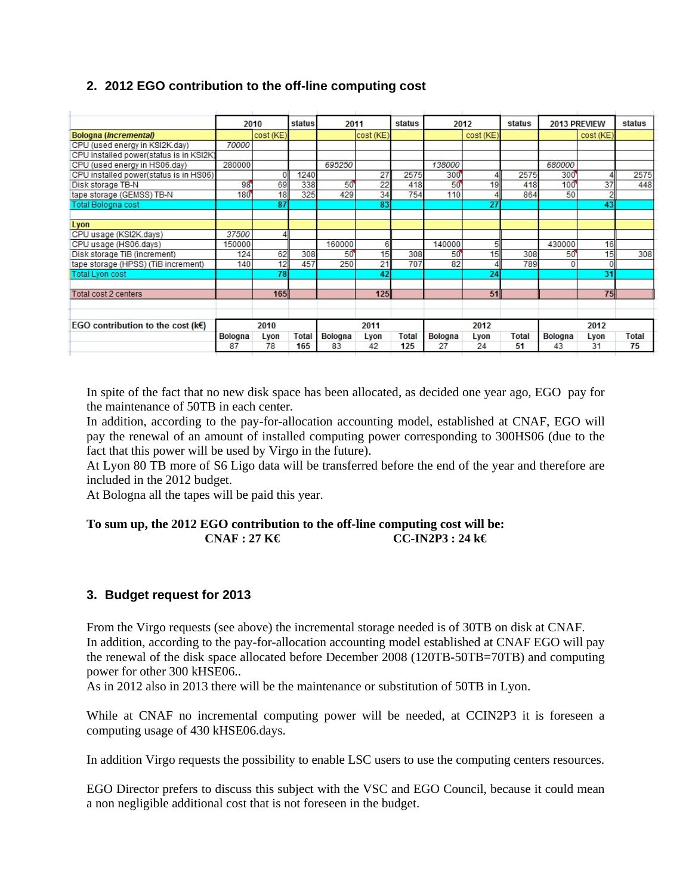## 2. 2012 EGO contribution to the off-line computing cost

| | 2010 | | status | 2011 | | status | 2012 | | status | 2013 PREVIEW | | status |
|---|---|---|---|---|---|---|---|---|---|---|---|---|
| **Bologna (*Incremental*)** | | cost (KE) | | | cost (KE) | | | cost (KE) | | | cost (KE) | |
| CPU (used energy in KSI2K.day) | *70000* | | | | | | | | | | | |
| CPU installed power(status is in KSI2K) | | | | | | | | | | | | |
| CPU (used energy in HS06.day) | 280000 | | | *695250* | | | *138000* | | | *680000* | | |
| CPU installed power(status is in HS06) | | 0 | 1240 | | 27 | 2575 | 300 | 4 | 2575 | 300 | 4 | 2575 |
| Disk storage TB-N | 98 | 69 | 338 | 50 | 22 | 418 | 50 | 19 | 418 | 100 | 37 | 448 |
| tape storage (GEMSS) TB-N | 180 | 18 | 325 | 429 | 34 | 754 | 110 | 4 | 864 | 50 | 2 | |
| Total Bologna cost | | 87 | | | 83 | | | 27 | | | 43 | |
| | | | | | | | | | | | | |
| **Lyon** | | | | | | | | | | | | |
| CPU usage (KSI2K.days) | *37500* | 4 | | | | | | | | | | |
| CPU usage (HS06.days) | 150000 | | | 160000 | 6 | | 140000 | 5 | | 430000 | 16 | |
| Disk storage TiB (increment) | 124 | 62 | 308 | 50 | 15 | 308 | 50 | 15 | 308 | 50 | 15 | 308 |
| tape storage (HPSS) (TiB increment) | 140 | 12 | 457 | 250 | 21 | 707 | 82 | 4 | 789 | 0 | 0 | |
| Total Lyon cost | | 78 | | | 42 | | | 24 | | | 31 | |
| | | | | | | | | | | | | |
| Total cost 2 centers | | 165 | | | 125 | | | 51 | | | 75 | |

| EGO contribution to the cost (k€) | 2010 | | | 2011 | | | 2012 | | | 2012 | | |
|---|---|---|---|---|---|---|---|---|---|---|---|---|
| | Bologna | Lyon | Total | Bologna | Lyon | Total | Bologna | Lyon | Total | Bologna | Lyon | Total |
| | 87 | 78 | **165** | 83 | 42 | **125** | 27 | 24 | **51** | 43 | 31 | **75** |

In spite of the fact that no new disk space has been allocated, as decided one year ago, EGO pay for the maintenance of 50TB in each center.
In addition, according to the pay-for-allocation accounting model, established at CNAF, EGO will pay the renewal of an amount of installed computing power corresponding to 300HS06 (due to the fact that this power will be used by Virgo in the future).
At Lyon 80 TB more of S6 Ligo data will be transferred before the end of the year and therefore are included in the 2012 budget.
At Bologna all the tapes will be paid this year.

**To sum up, the 2012 EGO contribution to the off-line computing cost will be:**
**CNAF : 27 K€ CC-IN2P3 : 24 k€**

## 3. Budget request for 2013

From the Virgo requests (see above) the incremental storage needed is of 30TB on disk at CNAF.
In addition, according to the pay-for-allocation accounting model established at CNAF EGO will pay the renewal of the disk space allocated before December 2008 (120TB-50TB=70TB) and computing power for other 300 kHSE06..
As in 2012 also in 2013 there will be the maintenance or substitution of 50TB in Lyon.

While at CNAF no incremental computing power will be needed, at CCIN2P3 it is foreseen a computing usage of 430 kHSE06.days.

In addition Virgo requests the possibility to enable LSC users to use the computing centers resources.

EGO Director prefers to discuss this subject with the VSC and EGO Council, because it could mean a non negligible additional cost that is not foreseen in the budget.